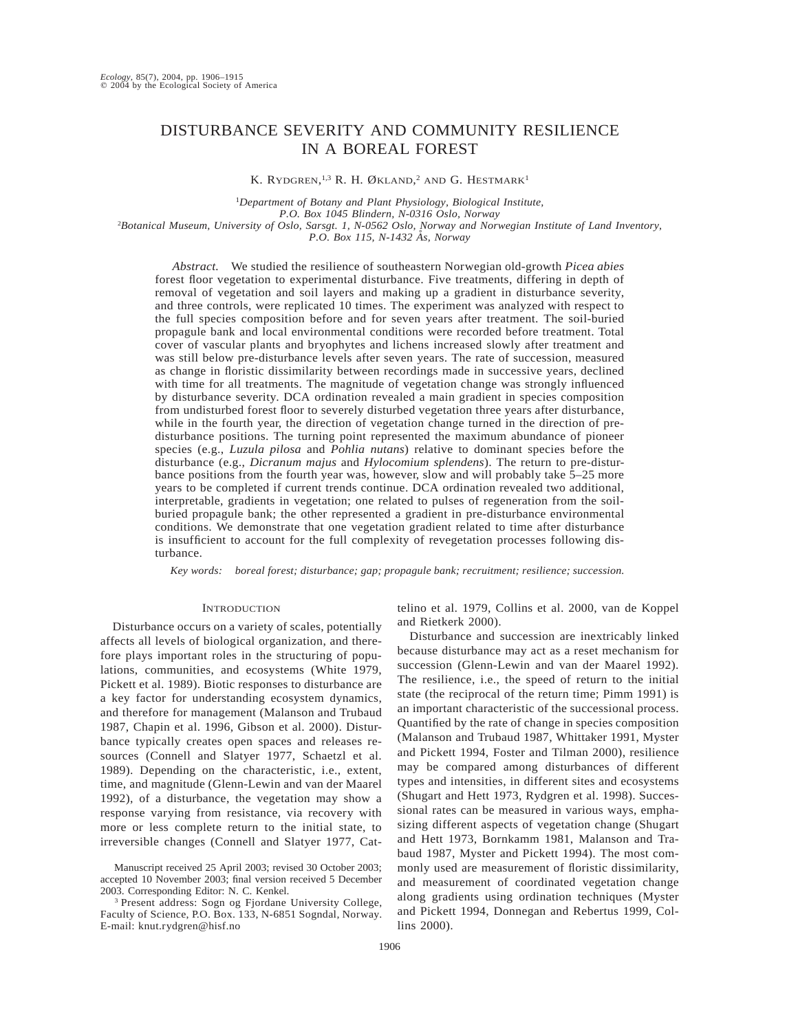# DISTURBANCE SEVERITY AND COMMUNITY RESILIENCE IN A BOREAL FOREST

K. Rydgren,[1,3] R. H. Økland,[2] and G. Hestmark[1]

[1]*Department of Botany and Plant Physiology, Biological Institute, P.O. Box 1045 Blindern, N-0316 Oslo, Norway*

[2]*Botanical Museum, University of Oslo, Sarsgt. 1, N-0562 Oslo, Norway and Norwegian Institute of Land Inventory, P.O. Box 115, N-1432 Ås, Norway*

*Abstract.* We studied the resilience of southeastern Norwegian old-growth *Picea abies* forest floor vegetation to experimental disturbance. Five treatments, differing in depth of removal of vegetation and soil layers and making up a gradient in disturbance severity, and three controls, were replicated 10 times. The experiment was analyzed with respect to the full species composition before and for seven years after treatment. The soil-buried propagule bank and local environmental conditions were recorded before treatment. Total cover of vascular plants and bryophytes and lichens increased slowly after treatment and was still below pre-disturbance levels after seven years. The rate of succession, measured as change in floristic dissimilarity between recordings made in successive years, declined with time for all treatments. The magnitude of vegetation change was strongly influenced by disturbance severity. DCA ordination revealed a main gradient in species composition from undisturbed forest floor to severely disturbed vegetation three years after disturbance, while in the fourth year, the direction of vegetation change turned in the direction of pre-disturbance positions. The turning point represented the maximum abundance of pioneer species (e.g., *Luzula pilosa* and *Pohlia nutans*) relative to dominant species before the disturbance (e.g., *Dicranum majus* and *Hylocomium splendens*). The return to pre-disturbance positions from the fourth year was, however, slow and will probably take 5–25 more years to be completed if current trends continue. DCA ordination revealed two additional, interpretable, gradients in vegetation; one related to pulses of regeneration from the soil-buried propagule bank; the other represented a gradient in pre-disturbance environmental conditions. We demonstrate that one vegetation gradient related to time after disturbance is insufficient to account for the full complexity of revegetation processes following disturbance.

*Key words:* boreal forest; disturbance; gap; propagule bank; recruitment; resilience; succession.

## Introduction

Disturbance occurs on a variety of scales, potentially affects all levels of biological organization, and therefore plays important roles in the structuring of populations, communities, and ecosystems (White 1979, Pickett et al. 1989). Biotic responses to disturbance are a key factor for understanding ecosystem dynamics, and therefore for management (Malanson and Trubaud 1987, Chapin et al. 1996, Gibson et al. 2000). Disturbance typically creates open spaces and releases resources (Connell and Slatyer 1977, Schaetzl et al. 1989). Depending on the characteristic, i.e., extent, time, and magnitude (Glenn-Lewin and van der Maarel 1992), of a disturbance, the vegetation may show a response varying from resistance, via recovery with more or less complete return to the initial state, to irreversible changes (Connell and Slatyer 1977, Castelino et al. 1979, Collins et al. 2000, van de Koppel and Rietkerk 2000).

Disturbance and succession are inextricably linked because disturbance may act as a reset mechanism for succession (Glenn-Lewin and van der Maarel 1992). The resilience, i.e., the speed of return to the initial state (the reciprocal of the return time; Pimm 1991) is an important characteristic of the successional process. Quantified by the rate of change in species composition (Malanson and Trabaud 1987, Whittaker 1991, Myster and Pickett 1994, Foster and Tilman 2000), resilience may be compared among disturbances of different types and intensities, in different sites and ecosystems (Shugart and Hett 1973, Rydgren et al. 1998). Successional rates can be measured in various ways, emphasizing different aspects of vegetation change (Shugart and Hett 1973, Bornkamm 1981, Malanson and Trabaud 1987, Myster and Pickett 1994). The most commonly used are measurement of floristic dissimilarity, and measurement of coordinated vegetation change along gradients using ordination techniques (Myster and Pickett 1994, Donnegan and Rebertus 1999, Collins 2000).

Manuscript received 25 April 2003; revised 30 October 2003; accepted 10 November 2003; final version received 5 December 2003. Corresponding Editor: N. C. Kenkel.

[3] Present address: Sogn og Fjordane University College, Faculty of Science, P.O. Box. 133, N-6851 Sogndal, Norway. E-mail: knut.rydgren@hisf.no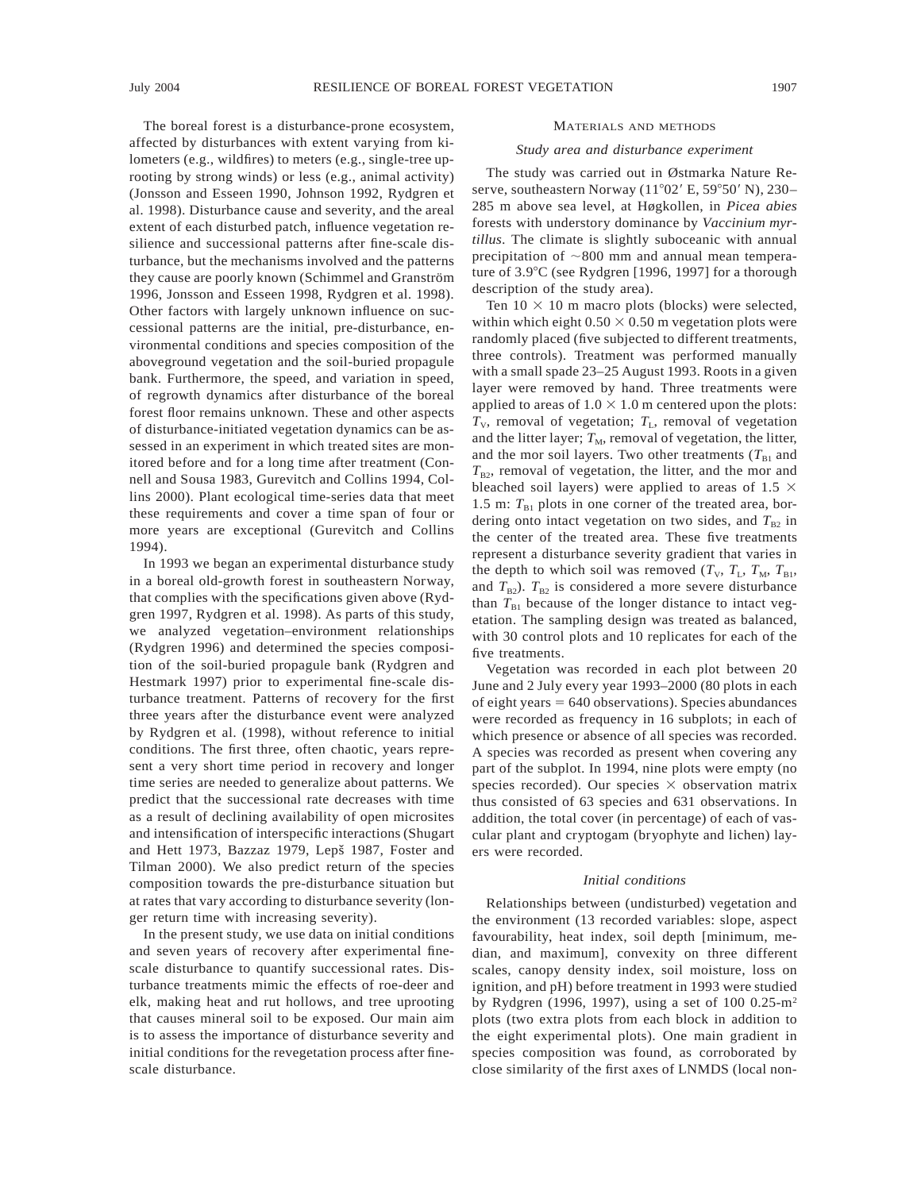The boreal forest is a disturbance-prone ecosystem, affected by disturbances with extent varying from kilometers (e.g., wildfires) to meters (e.g., single-tree uprooting by strong winds) or less (e.g., animal activity) (Jonsson and Esseen 1990, Johnson 1992, Rydgren et al. 1998). Disturbance cause and severity, and the areal extent of each disturbed patch, influence vegetation resilience and successional patterns after fine-scale disturbance, but the mechanisms involved and the patterns they cause are poorly known (Schimmel and Granström 1996, Jonsson and Esseen 1998, Rydgren et al. 1998). Other factors with largely unknown influence on successional patterns are the initial, pre-disturbance, environmental conditions and species composition of the aboveground vegetation and the soil-buried propagule bank. Furthermore, the speed, and variation in speed, of regrowth dynamics after disturbance of the boreal forest floor remains unknown. These and other aspects of disturbance-initiated vegetation dynamics can be assessed in an experiment in which treated sites are monitored before and for a long time after treatment (Connell and Sousa 1983, Gurevitch and Collins 1994, Collins 2000). Plant ecological time-series data that meet these requirements and cover a time span of four or more years are exceptional (Gurevitch and Collins 1994).

In 1993 we began an experimental disturbance study in a boreal old-growth forest in southeastern Norway, that complies with the specifications given above (Rydgren 1997, Rydgren et al. 1998). As parts of this study, we analyzed vegetation–environment relationships (Rydgren 1996) and determined the species composition of the soil-buried propagule bank (Rydgren and Hestmark 1997) prior to experimental fine-scale disturbance treatment. Patterns of recovery for the first three years after the disturbance event were analyzed by Rydgren et al. (1998), without reference to initial conditions. The first three, often chaotic, years represent a very short time period in recovery and longer time series are needed to generalize about patterns. We predict that the successional rate decreases with time as a result of declining availability of open microsites and intensification of interspecific interactions (Shugart and Hett 1973, Bazzaz 1979, Lepš 1987, Foster and Tilman 2000). We also predict return of the species composition towards the pre-disturbance situation but at rates that vary according to disturbance severity (longer return time with increasing severity).

In the present study, we use data on initial conditions and seven years of recovery after experimental fine-scale disturbance to quantify successional rates. Disturbance treatments mimic the effects of roe-deer and elk, making heat and rut hollows, and tree uprooting that causes mineral soil to be exposed. Our main aim is to assess the importance of disturbance severity and initial conditions for the revegetation process after fine-scale disturbance.

## Materials and Methods

### *Study area and disturbance experiment*

The study was carried out in Østmarka Nature Reserve, southeastern Norway (11°02′ E, 59°50′ N), 230–285 m above sea level, at Høgkollen, in *Picea abies* forests with understory dominance by *Vaccinium myrtillus*. The climate is slightly suboceanic with annual precipitation of ~800 mm and annual mean temperature of 3.9°C (see Rydgren [1996, 1997] for a thorough description of the study area).

Ten $10 \times 10$ m macro plots (blocks) were selected, within which eight $0.50 \times 0.50$ m vegetation plots were randomly placed (five subjected to different treatments, three controls). Treatment was performed manually with a small spade 23–25 August 1993. Roots in a given layer were removed by hand. Three treatments were applied to areas of $1.0 \times 1.0$ m centered upon the plots: $T_V$, removal of vegetation; $T_L$, removal of vegetation and the litter layer; $T_M$, removal of vegetation, the litter, and the mor soil layers. Two other treatments ($T_{B1}$ and $T_{B2}$, removal of vegetation, the litter, and the mor and bleached soil layers) were applied to areas of $1.5 \times 1.5$ m: $T_{B1}$ plots in one corner of the treated area, bordering onto intact vegetation on two sides, and $T_{B2}$ in the center of the treated area. These five treatments represent a disturbance severity gradient that varies in the depth to which soil was removed ($T_V$, $T_L$, $T_M$, $T_{B1}$, and $T_{B2}$). $T_{B2}$ is considered a more severe disturbance than $T_{B1}$ because of the longer distance to intact vegetation. The sampling design was treated as balanced, with 30 control plots and 10 replicates for each of the five treatments.

Vegetation was recorded in each plot between 20 June and 2 July every year 1993–2000 (80 plots in each of eight years = 640 observations). Species abundances were recorded as frequency in 16 subplots; in each of which presence or absence of all species was recorded. A species was recorded as present when covering any part of the subplot. In 1994, nine plots were empty (no species recorded). Our species × observation matrix thus consisted of 63 species and 631 observations. In addition, the total cover (in percentage) of each of vascular plant and cryptogam (bryophyte and lichen) layers were recorded.

### *Initial conditions*

Relationships between (undisturbed) vegetation and the environment (13 recorded variables: slope, aspect favourability, heat index, soil depth [minimum, median, and maximum], convexity on three different scales, canopy density index, soil moisture, loss on ignition, and pH) before treatment in 1993 were studied by Rydgren (1996, 1997), using a set of 100 0.25-m² plots (two extra plots from each block in addition to the eight experimental plots). One main gradient in species composition was found, as corroborated by close similarity of the first axes of LNMDS (local non-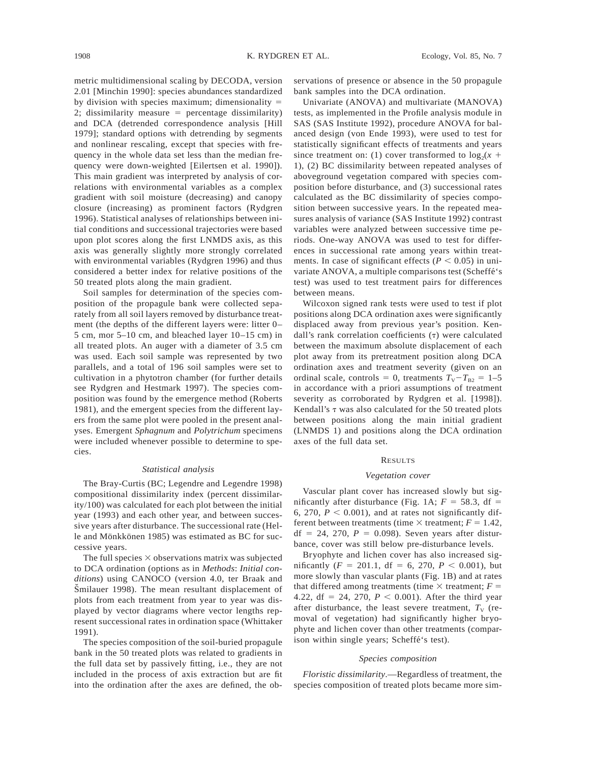metric multidimensional scaling by DECODA, version 2.01 [Minchin 1990]: species abundances standardized by division with species maximum; dimensionality = 2; dissimilarity measure = percentage dissimilarity) and DCA (detrended correspondence analysis [Hill 1979]; standard options with detrending by segments and nonlinear rescaling, except that species with frequency in the whole data set less than the median frequency were down-weighted [Eilertsen et al. 1990]). This main gradient was interpreted by analysis of correlations with environmental variables as a complex gradient with soil moisture (decreasing) and canopy closure (increasing) as prominent factors (Rydgren 1996). Statistical analyses of relationships between initial conditions and successional trajectories were based upon plot scores along the first LNMDS axis, as this axis was generally slightly more strongly correlated with environmental variables (Rydgren 1996) and thus considered a better index for relative positions of the 50 treated plots along the main gradient.

Soil samples for determination of the species composition of the propagule bank were collected separately from all soil layers removed by disturbance treatment (the depths of the different layers were: litter 0–5 cm, mor 5–10 cm, and bleached layer 10–15 cm) in all treated plots. An auger with a diameter of 3.5 cm was used. Each soil sample was represented by two parallels, and a total of 196 soil samples were set to cultivation in a phytotron chamber (for further details see Rydgren and Hestmark 1997). The species composition was found by the emergence method (Roberts 1981), and the emergent species from the different layers from the same plot were pooled in the present analyses. Emergent *Sphagnum* and *Polytrichum* specimens were included whenever possible to determine to species.

### *Statistical analysis*

The Bray-Curtis (BC; Legendre and Legendre 1998) compositional dissimilarity index (percent dissimilarity/100) was calculated for each plot between the initial year (1993) and each other year, and between successive years after disturbance. The successional rate (Helle and Mönkkönen 1985) was estimated as BC for successive years.

The full species × observations matrix was subjected to DCA ordination (options as in *Methods*: *Initial conditions*) using CANOCO (version 4.0, ter Braak and Šmilauer 1998). The mean resultant displacement of plots from each treatment from year to year was displayed by vector diagrams where vector lengths represent successional rates in ordination space (Whittaker 1991).

The species composition of the soil-buried propagule bank in the 50 treated plots was related to gradients in the full data set by passively fitting, i.e., they are not included in the process of axis extraction but are fit into the ordination after the axes are defined, the observations of presence or absence in the 50 propagule bank samples into the DCA ordination.

Univariate (ANOVA) and multivariate (MANOVA) tests, as implemented in the Profile analysis module in SAS (SAS Institute 1992), procedure ANOVA for balanced design (von Ende 1993), were used to test for statistically significant effects of treatments and years since treatment on: (1) cover transformed to $\log_2(x + 1)$, (2) BC dissimilarity between repeated analyses of aboveground vegetation compared with species composition before disturbance, and (3) successional rates calculated as the BC dissimilarity of species composition between successive years. In the repeated measures analysis of variance (SAS Institute 1992) contrast variables were analyzed between successive time periods. One-way ANOVA was used to test for differences in successional rate among years within treatments. In case of significant effects ($P < 0.05$) in univariate ANOVA, a multiple comparisons test (Scheffé's test) was used to test treatment pairs for differences between means.

Wilcoxon signed rank tests were used to test if plot positions along DCA ordination axes were significantly displaced away from previous year's position. Kendall's rank correlation coefficients ($\tau$) were calculated between the maximum absolute displacement of each plot away from its pretreatment position along DCA ordination axes and treatment severity (given on an ordinal scale, controls = 0, treatments $T_V - T_{B2}$ = 1–5 in accordance with a priori assumptions of treatment severity as corroborated by Rydgren et al. [1998]). Kendall's $\tau$ was also calculated for the 50 treated plots between positions along the main initial gradient (LNMDS 1) and positions along the DCA ordination axes of the full data set.

## Results

### *Vegetation cover*

Vascular plant cover has increased slowly but significantly after disturbance (Fig. 1A; $F = 58.3$, df = 6, 270, $P < 0.001$), and at rates not significantly different between treatments (time × treatment; $F = 1.42$, df = 24, 270, $P = 0.098$). Seven years after disturbance, cover was still below pre-disturbance levels.

Bryophyte and lichen cover has also increased significantly ($F = 201.1$, df = 6, 270, $P < 0.001$), but more slowly than vascular plants (Fig. 1B) and at rates that differed among treatments (time × treatment; $F = 4.22$, df = 24, 270, $P < 0.001$). After the third year after disturbance, the least severe treatment, $T_V$ (removal of vegetation) had significantly higher bryophyte and lichen cover than other treatments (comparison within single years; Scheffé's test).

### *Species composition*

*Floristic dissimilarity*.—Regardless of treatment, the species composition of treated plots became more sim-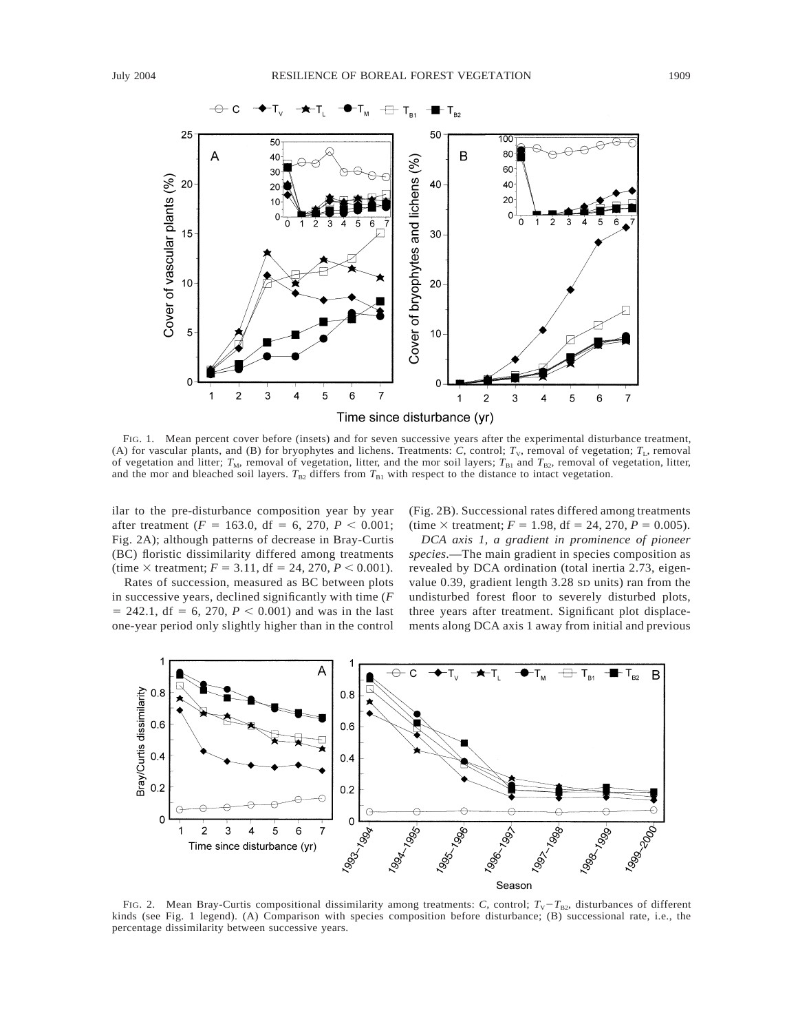C  $T_V$  $T_L$  $T_M$  $T_{B1}$  $T_{B2}$

A

Cover of vascular plants (%)

B

Cover of bryophytes and lichens (%)

Time since disturbance (yr)

FIG. 1. Mean percent cover before (insets) and for seven successive years after the experimental disturbance treatment, (A) for vascular plants, and (B) for bryophytes and lichens. Treatments: *C*, control; $T_V$, removal of vegetation; $T_L$, removal of vegetation and litter; $T_M$, removal of vegetation, litter, and the mor soil layers; $T_{B1}$ and $T_{B2}$, removal of vegetation, litter, and the mor and bleached soil layers. $T_{B2}$ differs from $T_{B1}$ with respect to the distance to intact vegetation.

ilar to the pre-disturbance composition year by year after treatment ($F = 163.0$, df = 6, 270, $P < 0.001$; Fig. 2A); although patterns of decrease in Bray-Curtis (BC) floristic dissimilarity differed among treatments (time × treatment; $F = 3.11$, df = 24, 270, $P < 0.001$).

Rates of succession, measured as BC between plots in successive years, declined significantly with time ($F = 242.1$, df = 6, 270, $P < 0.001$) and was in the last one-year period only slightly higher than in the control (Fig. 2B). Successional rates differed among treatments (time × treatment; $F = 1.98$, df = 24, 270, $P = 0.005$).

*DCA axis 1, a gradient in prominence of pioneer species.*—The main gradient in species composition as revealed by DCA ordination (total inertia 2.73, eigenvalue 0.39, gradient length 3.28 SD units) ran from the undisturbed forest floor to severely disturbed plots, three years after treatment. Significant plot displacements along DCA axis 1 away from initial and previous

A

Bray/Curtis dissimilarity

Time since disturbance (yr)

B

C  $T_V$  $T_L$  $T_M$  $T_{B1}$  $T_{B2}$

1993–1994  1994–1995  1995–1996  1996–1997  1997–1998  1998–1999  1999–2000

Season

FIG. 2. Mean Bray-Curtis compositional dissimilarity among treatments: *C*, control; $T_V$–$T_{B2}$, disturbances of different kinds (see Fig. 1 legend). (A) Comparison with species composition before disturbance; (B) successional rate, i.e., the percentage dissimilarity between successive years.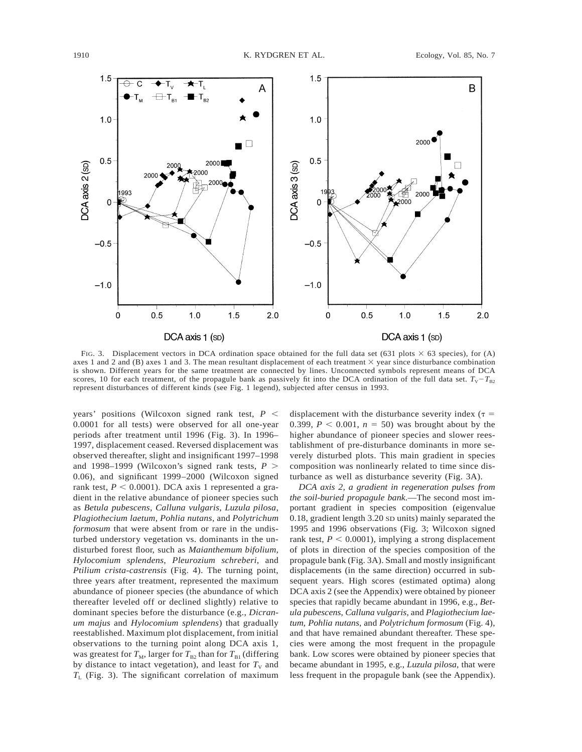C  $T_V$  $T_L$  $T_M$  $T_{B1}$  $T_{B2}$

A

B

DCA axis 2 (SD)

DCA axis 3 (SD)

DCA axis 1 (SD)

DCA axis 1 (SD)

1993

2000

FIG. 3. Displacement vectors in DCA ordination space obtained for the full data set (631 plots × 63 species), for (A) axes 1 and 2 and (B) axes 1 and 3. The mean resultant displacement of each treatment × year since disturbance combination is shown. Different years for the same treatment are connected by lines. Unconnected symbols represent means of DCA scores, 10 for each treatment, of the propagule bank as passively fit into the DCA ordination of the full data set. $T_V$–$T_{B2}$ represent disturbances of different kinds (see Fig. 1 legend), subjected after census in 1993.

years' positions (Wilcoxon signed rank test, $P <$ 0.0001 for all tests) were observed for all one-year periods after treatment until 1996 (Fig. 3). In 1996–1997, displacement ceased. Reversed displacement was observed thereafter, slight and insignificant 1997–1998 and 1998–1999 (Wilcoxon's signed rank tests, $P >$ 0.06), and significant 1999–2000 (Wilcoxon signed rank test, $P < 0.0001$). DCA axis 1 represented a gradient in the relative abundance of pioneer species such as *Betula pubescens*, *Calluna vulgaris*, *Luzula pilosa*, *Plagiothecium laetum*, *Pohlia nutans*, and *Polytrichum formosum* that were absent from or rare in the undisturbed understory vegetation vs. dominants in the undisturbed forest floor, such as *Maianthemum bifolium*, *Hylocomium splendens*, *Pleurozium schreberi*, and *Ptilium crista-castrensis* (Fig. 4). The turning point, three years after treatment, represented the maximum abundance of pioneer species (the abundance of which thereafter leveled off or declined slightly) relative to dominant species before the disturbance (e.g., *Dicranum majus* and *Hylocomium splendens*) that gradually reestablished. Maximum plot displacement, from initial observations to the turning point along DCA axis 1, was greatest for $T_M$, larger for $T_{B2}$ than for $T_{B1}$ (differing by distance to intact vegetation), and least for $T_V$ and $T_L$ (Fig. 3). The significant correlation of maximum displacement with the disturbance severity index ($\tau$ = 0.399, $P < 0.001$, $n$ = 50) was brought about by the higher abundance of pioneer species and slower reestablishment of pre-disturbance dominants in more severely disturbed plots. This main gradient in species composition was nonlinearly related to time since disturbance as well as disturbance severity (Fig. 3A).

*DCA axis 2, a gradient in regeneration pulses from the soil-buried propagule bank.*—The second most important gradient in species composition (eigenvalue 0.18, gradient length 3.20 SD units) mainly separated the 1995 and 1996 observations (Fig. 3; Wilcoxon signed rank test, $P < 0.0001$), implying a strong displacement of plots in direction of the species composition of the propagule bank (Fig. 3A). Small and mostly insignificant displacements (in the same direction) occurred in subsequent years. High scores (estimated optima) along DCA axis 2 (see the Appendix) were obtained by pioneer species that rapidly became abundant in 1996, e.g., *Betula pubescens*, *Calluna vulgaris*, and *Plagiothecium laetum*, *Pohlia nutans*, and *Polytrichum formosum* (Fig. 4), and that have remained abundant thereafter. These species were among the most frequent in the propagule bank. Low scores were obtained by pioneer species that became abundant in 1995, e.g., *Luzula pilosa*, that were less frequent in the propagule bank (see the Appendix).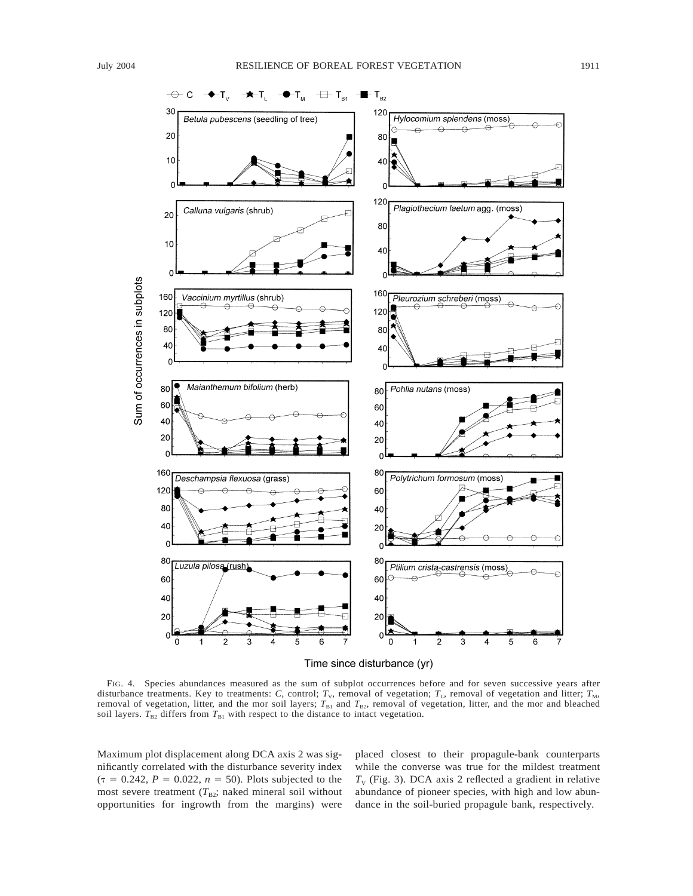C $T_V$ $T_L$ $T_M$ $T_{B1}$ $T_{B2}$

Sum of occurrences in subplots

*Betula pubescens* (seedling of tree)

*Calluna vulgaris* (shrub)

*Vaccinium myrtillus* (shrub)

*Maianthemum bifolium* (herb)

*Deschampsia flexuosa* (grass)

*Luzula pilosa* (rush)

*Hylocomium splendens* (moss)

*Plagiothecium laetum* agg. (moss)

*Pleurozium schreberi* (moss)

*Pohlia nutans* (moss)

*Polytrichum formosum* (moss)

*Ptilium crista-castrensis* (moss)

Time since disturbance (yr)

FIG. 4. Species abundances measured as the sum of subplot occurrences before and for seven successive years after disturbance treatments. Key to treatments: *C*, control; $T_V$, removal of vegetation; $T_L$, removal of vegetation and litter; $T_M$, removal of vegetation, litter, and the mor soil layers; $T_{B1}$ and $T_{B2}$, removal of vegetation, litter, and the mor and bleached soil layers. $T_{B2}$ differs from $T_{B1}$ with respect to the distance to intact vegetation.

Maximum plot displacement along DCA axis 2 was significantly correlated with the disturbance severity index ($\tau = 0.242$, $P = 0.022$, $n = 50$). Plots subjected to the most severe treatment ($T_{B2}$; naked mineral soil without opportunities for ingrowth from the margins) were placed closest to their propagule-bank counterparts while the converse was true for the mildest treatment $T_V$ (Fig. 3). DCA axis 2 reflected a gradient in relative abundance of pioneer species, with high and low abundance in the soil-buried propagule bank, respectively.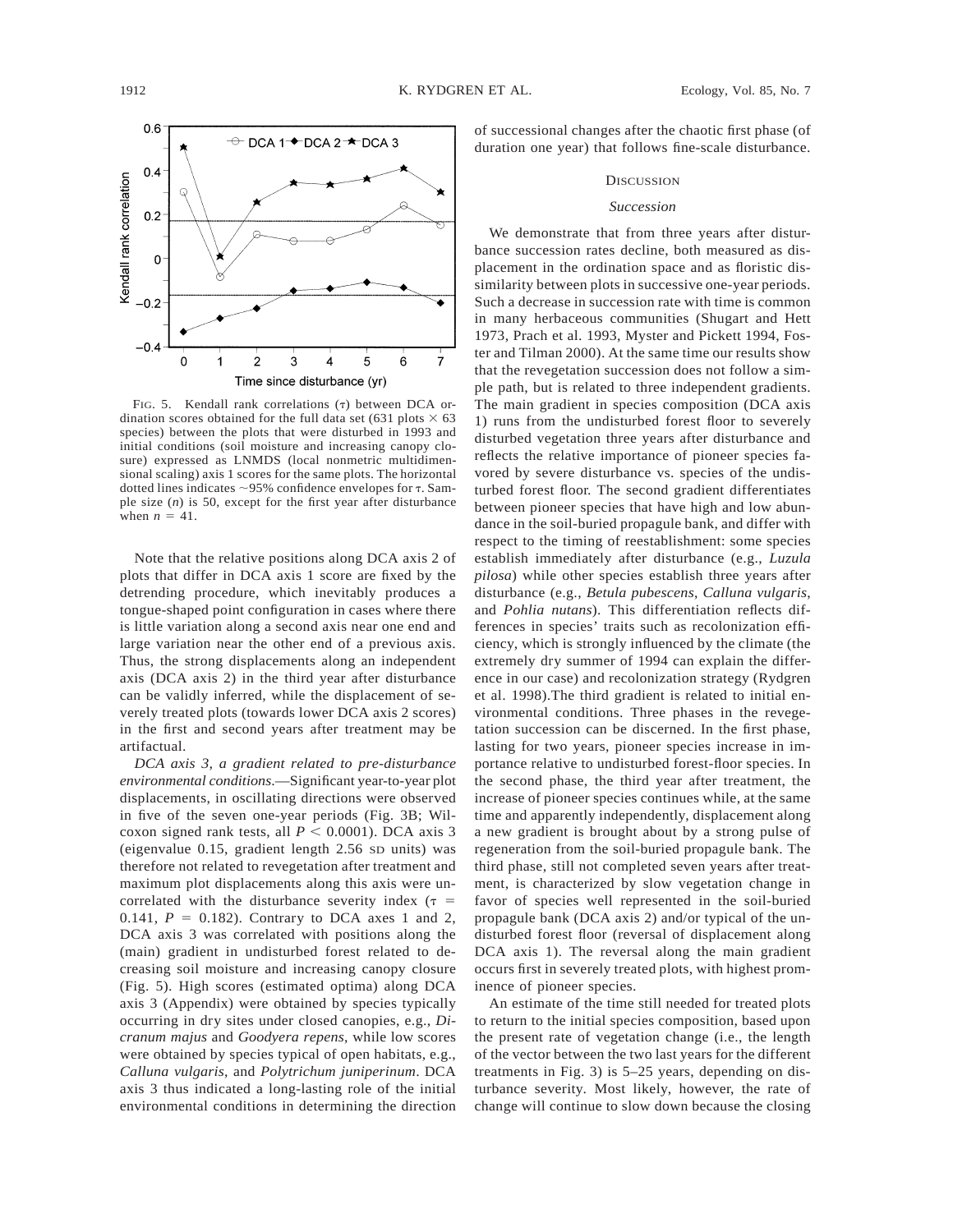0.6
0.4
0.2
0
−0.2
−0.4
Kendall rank correlation
DCA 1 DCA 2 DCA 3
0 1 2 3 4 5 6 7
Time since disturbance (yr)

FIG. 5. Kendall rank correlations ($\tau$) between DCA ordination scores obtained for the full data set (631 plots $\times$ 63 species) between the plots that were disturbed in 1993 and initial conditions (soil moisture and increasing canopy closure) expressed as LNMDS (local nonmetric multidimensional scaling) axis 1 scores for the same plots. The horizontal dotted lines indicates ~95% confidence envelopes for $\tau$. Sample size ($n$) is 50, except for the first year after disturbance when $n = 41$.

Note that the relative positions along DCA axis 2 of plots that differ in DCA axis 1 score are fixed by the detrending procedure, which inevitably produces a tongue-shaped point configuration in cases where there is little variation along a second axis near one end and large variation near the other end of a previous axis. Thus, the strong displacements along an independent axis (DCA axis 2) in the third year after disturbance can be validly inferred, while the displacement of severely treated plots (towards lower DCA axis 2 scores) in the first and second years after treatment may be artifactual.

*DCA axis 3, a gradient related to pre-disturbance environmental conditions.*—Significant year-to-year plot displacements, in oscillating directions were observed in five of the seven one-year periods (Fig. 3B; Wilcoxon signed rank tests, all $P < 0.0001$). DCA axis 3 (eigenvalue 0.15, gradient length 2.56 SD units) was therefore not related to revegetation after treatment and maximum plot displacements along this axis were uncorrelated with the disturbance severity index ($\tau = 0.141$, $P = 0.182$). Contrary to DCA axes 1 and 2, DCA axis 3 was correlated with positions along the (main) gradient in undisturbed forest related to decreasing soil moisture and increasing canopy closure (Fig. 5). High scores (estimated optima) along DCA axis 3 (Appendix) were obtained by species typically occurring in dry sites under closed canopies, e.g., *Dicranum majus* and *Goodyera repens*, while low scores were obtained by species typical of open habitats, e.g., *Calluna vulgaris*, and *Polytrichum juniperinum*. DCA axis 3 thus indicated a long-lasting role of the initial environmental conditions in determining the direction of successional changes after the chaotic first phase (of duration one year) that follows fine-scale disturbance.

## DISCUSSION

### *Succession*

We demonstrate that from three years after disturbance succession rates decline, both measured as displacement in the ordination space and as floristic dissimilarity between plots in successive one-year periods. Such a decrease in succession rate with time is common in many herbaceous communities (Shugart and Hett 1973, Prach et al. 1993, Myster and Pickett 1994, Foster and Tilman 2000). At the same time our results show that the revegetation succession does not follow a simple path, but is related to three independent gradients. The main gradient in species composition (DCA axis 1) runs from the undisturbed forest floor to severely disturbed vegetation three years after disturbance and reflects the relative importance of pioneer species favored by severe disturbance vs. species of the undisturbed forest floor. The second gradient differentiates between pioneer species that have high and low abundance in the soil-buried propagule bank, and differ with respect to the timing of reestablishment: some species establish immediately after disturbance (e.g., *Luzula pilosa*) while other species establish three years after disturbance (e.g., *Betula pubescens*, *Calluna vulgaris*, and *Pohlia nutans*). This differentiation reflects differences in species' traits such as recolonization efficiency, which is strongly influenced by the climate (the extremely dry summer of 1994 can explain the difference in our case) and recolonization strategy (Rydgren et al. 1998).The third gradient is related to initial environmental conditions. Three phases in the revegetation succession can be discerned. In the first phase, lasting for two years, pioneer species increase in importance relative to undisturbed forest-floor species. In the second phase, the third year after treatment, the increase of pioneer species continues while, at the same time and apparently independently, displacement along a new gradient is brought about by a strong pulse of regeneration from the soil-buried propagule bank. The third phase, still not completed seven years after treatment, is characterized by slow vegetation change in favor of species well represented in the soil-buried propagule bank (DCA axis 2) and/or typical of the undisturbed forest floor (reversal of displacement along DCA axis 1). The reversal along the main gradient occurs first in severely treated plots, with highest prominence of pioneer species.

An estimate of the time still needed for treated plots to return to the initial species composition, based upon the present rate of vegetation change (i.e., the length of the vector between the two last years for the different treatments in Fig. 3) is 5–25 years, depending on disturbance severity. Most likely, however, the rate of change will continue to slow down because the closing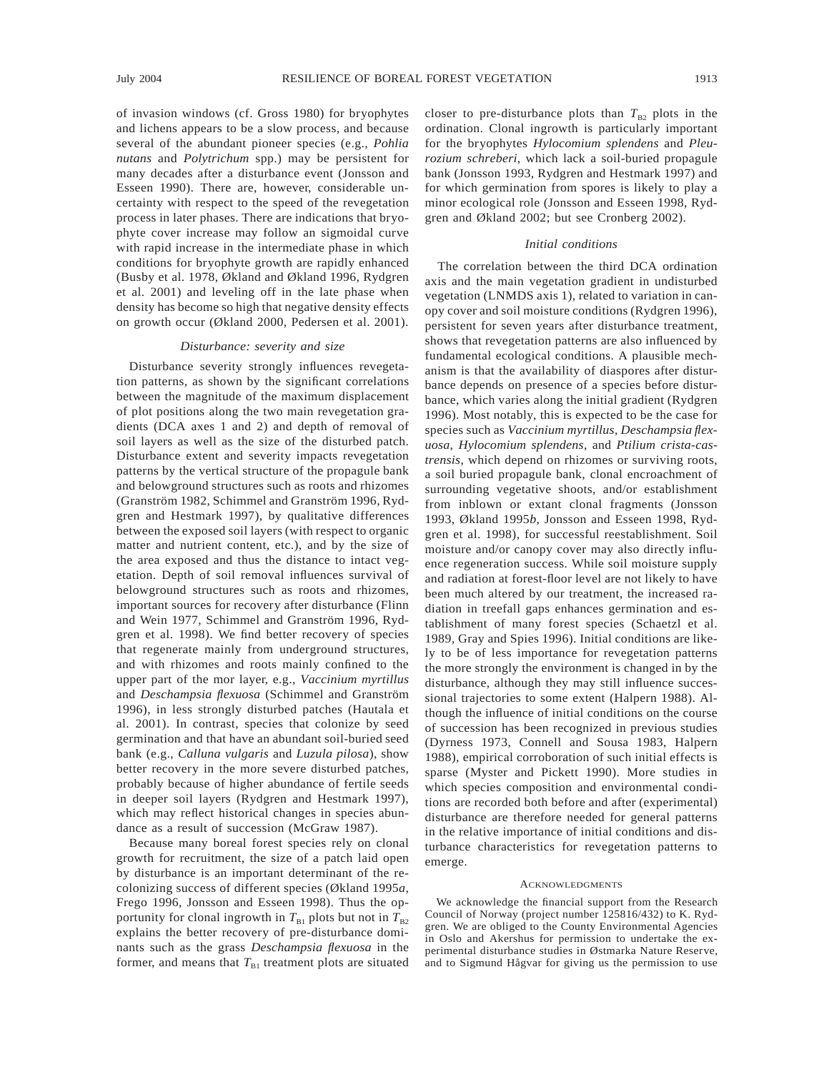of invasion windows (cf. Gross 1980) for bryophytes and lichens appears to be a slow process, and because several of the abundant pioneer species (e.g., *Pohlia nutans* and *Polytrichum* spp.) may be persistent for many decades after a disturbance event (Jonsson and Esseen 1990). There are, however, considerable uncertainty with respect to the speed of the revegetation process in later phases. There are indications that bryophyte cover increase may follow an sigmoidal curve with rapid increase in the intermediate phase in which conditions for bryophyte growth are rapidly enhanced (Busby et al. 1978, Økland and Økland 1996, Rydgren et al. 2001) and leveling off in the late phase when density has become so high that negative density effects on growth occur (Økland 2000, Pedersen et al. 2001).

### *Disturbance: severity and size*

Disturbance severity strongly influences revegetation patterns, as shown by the significant correlations between the magnitude of the maximum displacement of plot positions along the two main revegetation gradients (DCA axes 1 and 2) and depth of removal of soil layers as well as the size of the disturbed patch. Disturbance extent and severity impacts revegetation patterns by the vertical structure of the propagule bank and belowground structures such as roots and rhizomes (Granström 1982, Schimmel and Granström 1996, Rydgren and Hestmark 1997), by qualitative differences between the exposed soil layers (with respect to organic matter and nutrient content, etc.), and by the size of the area exposed and thus the distance to intact vegetation. Depth of soil removal influences survival of belowground structures such as roots and rhizomes, important sources for recovery after disturbance (Flinn and Wein 1977, Schimmel and Granström 1996, Rydgren et al. 1998). We find better recovery of species that regenerate mainly from underground structures, and with rhizomes and roots mainly confined to the upper part of the mor layer, e.g., *Vaccinium myrtillus* and *Deschampsia flexuosa* (Schimmel and Granström 1996), in less strongly disturbed patches (Hautala et al. 2001). In contrast, species that colonize by seed germination and that have an abundant soil-buried seed bank (e.g., *Calluna vulgaris* and *Luzula pilosa*), show better recovery in the more severe disturbed patches, probably because of higher abundance of fertile seeds in deeper soil layers (Rydgren and Hestmark 1997), which may reflect historical changes in species abundance as a result of succession (McGraw 1987).

Because many boreal forest species rely on clonal growth for recruitment, the size of a patch laid open by disturbance is an important determinant of the recolonizing success of different species (Økland 1995*a*, Frego 1996, Jonsson and Esseen 1998). Thus the opportunity for clonal ingrowth in $T_{B1}$ plots but not in $T_{B2}$ explains the better recovery of pre-disturbance dominants such as the grass *Deschampsia flexuosa* in the former, and means that $T_{B1}$ treatment plots are situated closer to pre-disturbance plots than $T_{B2}$ plots in the ordination. Clonal ingrowth is particularly important for the bryophytes *Hylocomium splendens* and *Pleurozium schreberi*, which lack a soil-buried propagule bank (Jonsson 1993, Rydgren and Hestmark 1997) and for which germination from spores is likely to play a minor ecological role (Jonsson and Esseen 1998, Rydgren and Økland 2002; but see Cronberg 2002).

### *Initial conditions*

The correlation between the third DCA ordination axis and the main vegetation gradient in undisturbed vegetation (LNMDS axis 1), related to variation in canopy cover and soil moisture conditions (Rydgren 1996), persistent for seven years after disturbance treatment, shows that revegetation patterns are also influenced by fundamental ecological conditions. A plausible mechanism is that the availability of diaspores after disturbance depends on presence of a species before disturbance, which varies along the initial gradient (Rydgren 1996). Most notably, this is expected to be the case for species such as *Vaccinium myrtillus*, *Deschampsia flexuosa*, *Hylocomium splendens*, and *Ptilium crista-castrensis*, which depend on rhizomes or surviving roots, a soil buried propagule bank, clonal encroachment of surrounding vegetative shoots, and/or establishment from inblown or extant clonal fragments (Jonsson 1993, Økland 1995*b*, Jonsson and Esseen 1998, Rydgren et al. 1998), for successful reestablishment. Soil moisture and/or canopy cover may also directly influence regeneration success. While soil moisture supply and radiation at forest-floor level are not likely to have been much altered by our treatment, the increased radiation in treefall gaps enhances germination and establishment of many forest species (Schaetzl et al. 1989, Gray and Spies 1996). Initial conditions are likely to be of less importance for revegetation patterns the more strongly the environment is changed in by the disturbance, although they may still influence successional trajectories to some extent (Halpern 1988). Although the influence of initial conditions on the course of succession has been recognized in previous studies (Dyrness 1973, Connell and Sousa 1983, Halpern 1988), empirical corroboration of such initial effects is sparse (Myster and Pickett 1990). More studies in which species composition and environmental conditions are recorded both before and after (experimental) disturbance are therefore needed for general patterns in the relative importance of initial conditions and disturbance characteristics for revegetation patterns to emerge.

## Acknowledgments

We acknowledge the financial support from the Research Council of Norway (project number 125816/432) to K. Rydgren. We are obliged to the County Environmental Agencies in Oslo and Akershus for permission to undertake the experimental disturbance studies in Østmarka Nature Reserve, and to Sigmund Hågvar for giving us the permission to use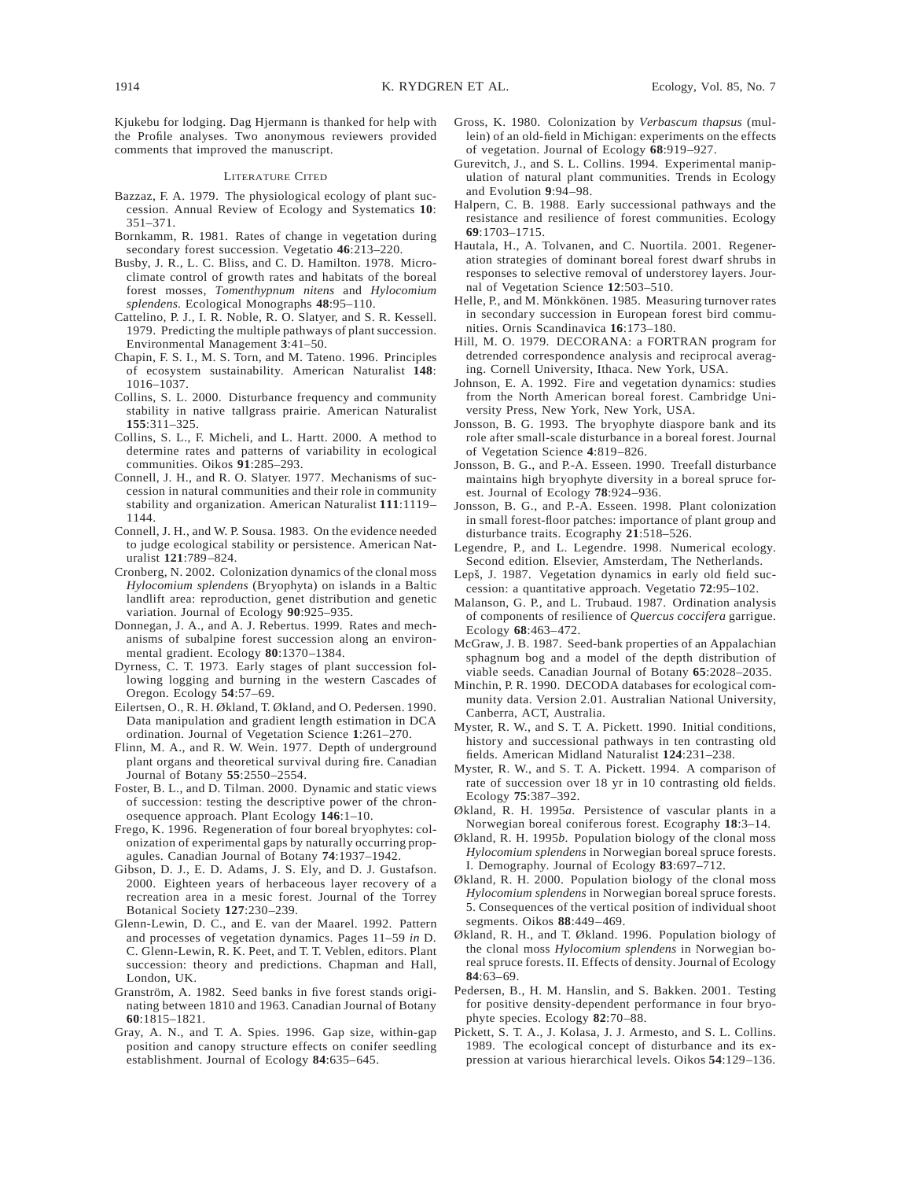Kjukebu for lodging. Dag Hjermann is thanked for help with the Profile analyses. Two anonymous reviewers provided comments that improved the manuscript.

## Literature Cited

Bazzaz, F. A. 1979. The physiological ecology of plant succession. Annual Review of Ecology and Systematics **10**: 351–371.

Bornkamm, R. 1981. Rates of change in vegetation during secondary forest succession. Vegetatio **46**:213–220.

Busby, J. R., L. C. Bliss, and C. D. Hamilton. 1978. Microclimate control of growth rates and habitats of the boreal forest mosses, *Tomenthypnum nitens* and *Hylocomium splendens.* Ecological Monographs **48**:95–110.

Cattelino, P. J., I. R. Noble, R. O. Slatyer, and S. R. Kessell. 1979. Predicting the multiple pathways of plant succession. Environmental Management **3**:41–50.

Chapin, F. S. I., M. S. Torn, and M. Tateno. 1996. Principles of ecosystem sustainability. American Naturalist **148**: 1016–1037.

Collins, S. L. 2000. Disturbance frequency and community stability in native tallgrass prairie. American Naturalist **155**:311–325.

Collins, S. L., F. Micheli, and L. Hartt. 2000. A method to determine rates and patterns of variability in ecological communities. Oikos **91**:285–293.

Connell, J. H., and R. O. Slatyer. 1977. Mechanisms of succession in natural communities and their role in community stability and organization. American Naturalist **111**:1119–1144.

Connell, J. H., and W. P. Sousa. 1983. On the evidence needed to judge ecological stability or persistence. American Naturalist **121**:789–824.

Cronberg, N. 2002. Colonization dynamics of the clonal moss *Hylocomium splendens* (Bryophyta) on islands in a Baltic landlift area: reproduction, genet distribution and genetic variation. Journal of Ecology **90**:925–935.

Donnegan, J. A., and A. J. Rebertus. 1999. Rates and mechanisms of subalpine forest succession along an environmental gradient. Ecology **80**:1370–1384.

Dyrness, C. T. 1973. Early stages of plant succession following logging and burning in the western Cascades of Oregon. Ecology **54**:57–69.

Eilertsen, O., R. H. Økland, T. Økland, and O. Pedersen. 1990. Data manipulation and gradient length estimation in DCA ordination. Journal of Vegetation Science **1**:261–270.

Flinn, M. A., and R. W. Wein. 1977. Depth of underground plant organs and theoretical survival during fire. Canadian Journal of Botany **55**:2550–2554.

Foster, B. L., and D. Tilman. 2000. Dynamic and static views of succession: testing the descriptive power of the chronosequence approach. Plant Ecology **146**:1–10.

Frego, K. 1996. Regeneration of four boreal bryophytes: colonization of experimental gaps by naturally occurring propagules. Canadian Journal of Botany **74**:1937–1942.

Gibson, D. J., E. D. Adams, J. S. Ely, and D. J. Gustafson. 2000. Eighteen years of herbaceous layer recovery of a recreation area in a mesic forest. Journal of the Torrey Botanical Society **127**:230–239.

Glenn-Lewin, D. C., and E. van der Maarel. 1992. Pattern and processes of vegetation dynamics. Pages 11–59 *in* D. C. Glenn-Lewin, R. K. Peet, and T. T. Veblen, editors. Plant succession: theory and predictions. Chapman and Hall, London, UK.

Granström, A. 1982. Seed banks in five forest stands originating between 1810 and 1963. Canadian Journal of Botany **60**:1815–1821.

Gray, A. N., and T. A. Spies. 1996. Gap size, within-gap position and canopy structure effects on conifer seedling establishment. Journal of Ecology **84**:635–645.

Gross, K. 1980. Colonization by *Verbascum thapsus* (mullein) of an old-field in Michigan: experiments on the effects of vegetation. Journal of Ecology **68**:919–927.

Gurevitch, J., and S. L. Collins. 1994. Experimental manipulation of natural plant communities. Trends in Ecology and Evolution **9**:94–98.

Halpern, C. B. 1988. Early successional pathways and the resistance and resilience of forest communities. Ecology **69**:1703–1715.

Hautala, H., A. Tolvanen, and C. Nuortila. 2001. Regeneration strategies of dominant boreal forest dwarf shrubs in responses to selective removal of understorey layers. Journal of Vegetation Science **12**:503–510.

Helle, P., and M. Mönkkönen. 1985. Measuring turnover rates in secondary succession in European forest bird communities. Ornis Scandinavica **16**:173–180.

Hill, M. O. 1979. DECORANA: a FORTRAN program for detrended correspondence analysis and reciprocal averaging. Cornell University, Ithaca. New York, USA.

Johnson, E. A. 1992. Fire and vegetation dynamics: studies from the North American boreal forest. Cambridge University Press, New York, New York, USA.

Jonsson, B. G. 1993. The bryophyte diaspore bank and its role after small-scale disturbance in a boreal forest. Journal of Vegetation Science **4**:819–826.

Jonsson, B. G., and P.-A. Esseen. 1990. Treefall disturbance maintains high bryophyte diversity in a boreal spruce forest. Journal of Ecology **78**:924–936.

Jonsson, B. G., and P.-A. Esseen. 1998. Plant colonization in small forest-floor patches: importance of plant group and disturbance traits. Ecography **21**:518–526.

Legendre, P., and L. Legendre. 1998. Numerical ecology. Second edition. Elsevier, Amsterdam, The Netherlands.

Lepš, J. 1987. Vegetation dynamics in early old field succession: a quantitative approach. Vegetatio **72**:95–102.

Malanson, G. P., and L. Trubaud. 1987. Ordination analysis of components of resilience of *Quercus coccifera* garrigue. Ecology **68**:463–472.

McGraw, J. B. 1987. Seed-bank properties of an Appalachian sphagnum bog and a model of the depth distribution of viable seeds. Canadian Journal of Botany **65**:2028–2035.

Minchin, P. R. 1990. DECODA databases for ecological community data. Version 2.01. Australian National University, Canberra, ACT, Australia.

Myster, R. W., and S. T. A. Pickett. 1990. Initial conditions, history and successional pathways in ten contrasting old fields. American Midland Naturalist **124**:231–238.

Myster, R. W., and S. T. A. Pickett. 1994. A comparison of rate of succession over 18 yr in 10 contrasting old fields. Ecology **75**:387–392.

Økland, R. H. 1995*a*. Persistence of vascular plants in a Norwegian boreal coniferous forest. Ecography **18**:3–14.

Økland, R. H. 1995*b*. Population biology of the clonal moss *Hylocomium splendens* in Norwegian boreal spruce forests. I. Demography. Journal of Ecology **83**:697–712.

Økland, R. H. 2000. Population biology of the clonal moss *Hylocomium splendens* in Norwegian boreal spruce forests. 5. Consequences of the vertical position of individual shoot segments. Oikos **88**:449–469.

Økland, R. H., and T. Økland. 1996. Population biology of the clonal moss *Hylocomium splendens* in Norwegian boreal spruce forests. II. Effects of density. Journal of Ecology **84**:63–69.

Pedersen, B., H. M. Hanslin, and S. Bakken. 2001. Testing for positive density-dependent performance in four bryophyte species. Ecology **82**:70–88.

Pickett, S. T. A., J. Kolasa, J. J. Armesto, and S. L. Collins. 1989. The ecological concept of disturbance and its expression at various hierarchical levels. Oikos **54**:129–136.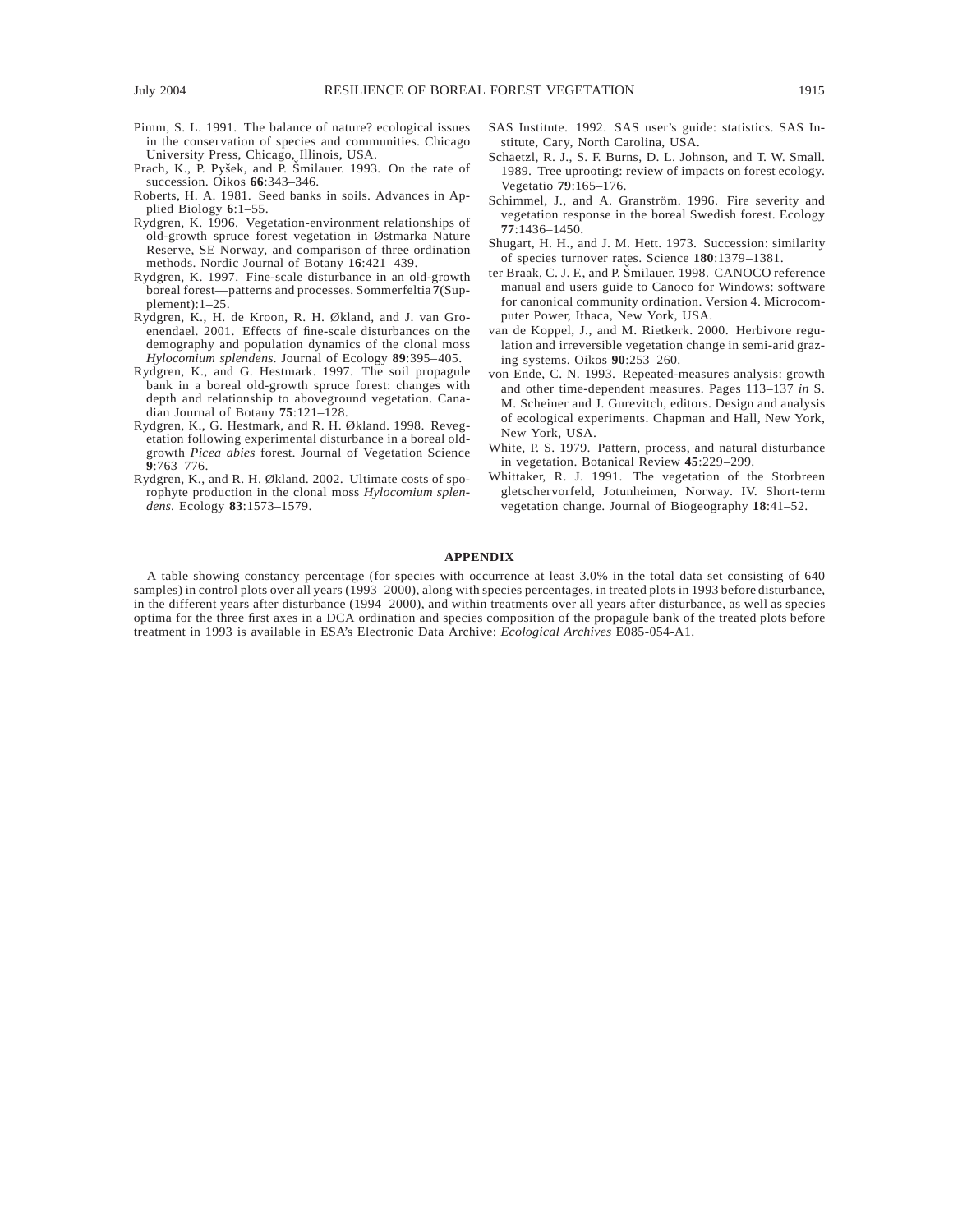Pimm, S. L. 1991. The balance of nature? ecological issues in the conservation of species and communities. Chicago University Press, Chicago, Illinois, USA.

Prach, K., P. Pyšek, and P. Šmilauer. 1993. On the rate of succession. Oikos **66**:343–346.

Roberts, H. A. 1981. Seed banks in soils. Advances in Applied Biology **6**:1–55.

Rydgren, K. 1996. Vegetation-environment relationships of old-growth spruce forest vegetation in Østmarka Nature Reserve, SE Norway, and comparison of three ordination methods. Nordic Journal of Botany **16**:421–439.

Rydgren, K. 1997. Fine-scale disturbance in an old-growth boreal forest—patterns and processes. Sommerfeltia **7**(Supplement):1–25.

Rydgren, K., H. de Kroon, R. H. Økland, and J. van Groenendael. 2001. Effects of fine-scale disturbances on the demography and population dynamics of the clonal moss *Hylocomium splendens.* Journal of Ecology **89**:395–405.

Rydgren, K., and G. Hestmark. 1997. The soil propagule bank in a boreal old-growth spruce forest: changes with depth and relationship to aboveground vegetation. Canadian Journal of Botany **75**:121–128.

Rydgren, K., G. Hestmark, and R. H. Økland. 1998. Revegetation following experimental disturbance in a boreal old-growth *Picea abies* forest. Journal of Vegetation Science **9**:763–776.

Rydgren, K., and R. H. Økland. 2002. Ultimate costs of sporophyte production in the clonal moss *Hylocomium splendens.* Ecology **83**:1573–1579.

SAS Institute. 1992. SAS user's guide: statistics. SAS Institute, Cary, North Carolina, USA.

Schaetzl, R. J., S. F. Burns, D. L. Johnson, and T. W. Small. 1989. Tree uprooting: review of impacts on forest ecology. Vegetatio **79**:165–176.

Schimmel, J., and A. Granström. 1996. Fire severity and vegetation response in the boreal Swedish forest. Ecology **77**:1436–1450.

Shugart, H. H., and J. M. Hett. 1973. Succession: similarity of species turnover rates. Science **180**:1379–1381.

ter Braak, C. J. F., and P. Šmilauer. 1998. CANOCO reference manual and users guide to Canoco for Windows: software for canonical community ordination. Version 4. Microcomputer Power, Ithaca, New York, USA.

van de Koppel, J., and M. Rietkerk. 2000. Herbivore regulation and irreversible vegetation change in semi-arid grazing systems. Oikos **90**:253–260.

von Ende, C. N. 1993. Repeated-measures analysis: growth and other time-dependent measures. Pages 113–137 *in* S. M. Scheiner and J. Gurevitch, editors. Design and analysis of ecological experiments. Chapman and Hall, New York, New York, USA.

White, P. S. 1979. Pattern, process, and natural disturbance in vegetation. Botanical Review **45**:229–299.

Whittaker, R. J. 1991. The vegetation of the Storbreen gletschervorfeld, Jotunheimen, Norway. IV. Short-term vegetation change. Journal of Biogeography **18**:41–52.

## APPENDIX

A table showing constancy percentage (for species with occurrence at least 3.0% in the total data set consisting of 640 samples) in control plots over all years (1993–2000), along with species percentages, in treated plots in 1993 before disturbance, in the different years after disturbance (1994–2000), and within treatments over all years after disturbance, as well as species optima for the three first axes in a DCA ordination and species composition of the propagule bank of the treated plots before treatment in 1993 is available in ESA's Electronic Data Archive: *Ecological Archives* E085-054-A1.